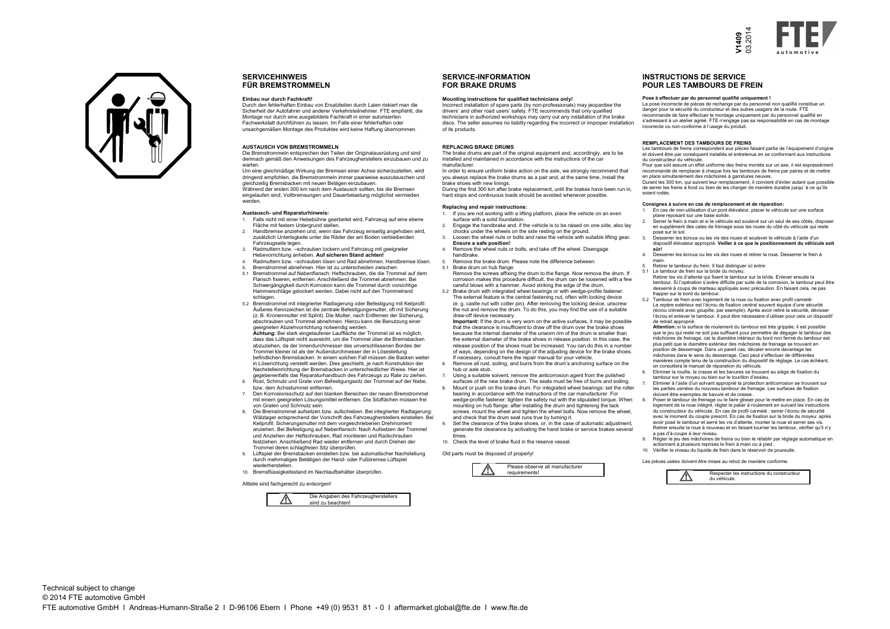V1409
03.2014

FTE automotive

## SERVICEHINWEIS FÜR BREMSTROMMELN

**Einbau nur durch Fachkraft!**
Durch den fehlerhaften Einbau von Ersatzteilen durch Laien riskiert man die Sicherheit der Autofahrer und anderer Verkehrsteilnehmer. FTE empfiehlt, die Montage nur durch eine ausgebildete Fachkraft in einer autorisierten Fachwerkstatt durchführen zu lassen. Im Falle einer fehlerhaften oder unsachgemäßen Montage des Produktes wird keine Haftung übernommen.

**AUSTAUSCH VON BREMSTROMMELN**
Die Bremstrommeln entsprechen den Teilen der Originalausrüstung und sind demnach gemäß den Anweisungen des Fahrzeugherstellers einzubauen und zu warten.
Um eine gleichmäßige Wirkung der Bremsen einer Achse sicherzustellen, wird dringend empfohlen, die Bremstrommeln immer paarweise auszutauschen und gleichzeitig Bremsbacken mit neuen Belägen einzubauen.
Während der ersten 300 km nach dem Austausch sollten, bis die Bremsen eingelaufen sind, Vollbremsungen und Dauerbelastung möglichst vermieden werden.

**Austausch- und Reparaturhinweis:**

1. Falls nicht mit einer Hebebühne gearbeitet wird, Fahrzeug auf eine ebene Fläche mit festem Untergrund stellen.
2. Handbremse anziehen und, wenn das Fahrzeug einseitig angehoben wird, zusätzlich Unterlegkeile unter die Räder der am Boden verbleibenden Fahrzeugseite legen.
3. Radmuttern bzw. –schrauben lockern und Fahrzeug mit geeigneter Hebevorrichtung anheben. **Auf sicheren Stand achten!**
4. Radmuttern bzw. –schrauben lösen und Rad abnehmen. Handbremse lösen.
5. Bremstrommel abnehmen. Hier ist zu unterscheiden zwischen:

5.1 Bremstrommel auf Nabenflansch: Heftschrauben, die die Trommel auf dem Flansch fixieren, entfernen. Anschließend die Trommel abnehmen. Bei Schwergängigkeit durch Korrosion kann die Trommel durch vorsichtige Hammerschläge gelockert werden. Dabei nicht auf den Trommelrand schlagen.

5.2 Bremstrommel mit integrierter Radlagerung oder Befestigung mit Keilprofil: Äußeres Kennzeichen ist die zentrale Befestigungsmutter, oft mit Sicherung (z. B. Kronenmutter mit Splint). Die Mutter, nach Entfernen der Sicherung, abschrauben und Trommel abnehmen. Hierzu kann die Benutzung einer geeigneten Abziehvorrichtung notwendig werden.
**Achtung:** Bei stark eingelaufener Lauffläche der Trommel ist es möglich, dass das Lüftspiel nicht ausreicht, um die Trommel über die Bremsbacken abzuziehen, da der Innendurchmesser des unverschlissenen Bordes der Trommel kleiner ist als der Außendurchmesser der in Lösestellung befindlichen Bremsbacken. In einem solchen Fall müssen die Backen weiter in Löserichtung verstellt werden. Dies geschieht, je nach Konstruktion der Nachstelleinrichtung der Bremsbacken in unterschiedlicher Weise. Hier ist gegebenenfalls das Reparaturhandbuch des Fahrzeugs zu Rate zu ziehen.

6. Rost, Schmutz und Grate vom Befestigungssitz der Trommel auf der Nabe, bzw. dem Achsstummel entfernen.
7. Den Korrosionsschutz auf den blanken Bereichen der neuen Bremstrommel mit einem geeigneten Lösungsmittel entfernen. Die Sitzflächen müssen frei von Graten und Schmutz sein.
8. Die Bremstrommel aufsetzen bzw. aufschieben. Bei integrierter Radlagerung: Wälzlager entsprechend der Vorschrift des Fahrzeugherstellers einstellen. Bei Keilprofil: Sicherungsmutter mit dem vorgeschriebenen Drehmoment anziehen. Bei Befestigung auf Nabenflansch: Nach Aufsetzen der Trommel und Anziehen der Heftschrauben, Rad montieren und Radschrauben festziehen. Anschließend Rad wieder entfernen und durch Drehen der Trommel deren schlagfreien Sitz überprüfen.
9. Lüftspiel der Bremsbacken einstellen bzw. bei automatischer Nachstellung durch mehrmaliges Betätigen der Hand- oder Fußbremse Lüftspiel wiederherstellen.
10. Bremsflüssigkeitsstand im Nachlaufbehälter überprüfen.

Altteile sind fachgerecht zu entsorgen!

⚠ Die Angaben des Fahrzeugherstellers sind zu beachten!

## SERVICE-INFORMATION FOR BRAKE DRUMS

**Mounting instructions for qualified technicians only!**
Incorrect installation of spare parts (by non-professionals) may jeopardise the drivers' and other road users' safety. FTE recommends that only qualified technicians in authorized workshops may carry out any installation of the brake discs. The seller assumes no liablity regarding the incorrect or improper installation of its products.

**REPLACING BRAKE DRUMS**
The brake drums are part of the original equipment and, accordingly, are to be installed and maintained in accordance with the instructions of the car manufacturer.
In order to ensure uniform brake action on the axle, we strongly recommend that you always replace the brake drums as a pair and, at the same time, install the brake shoes with new linings.
During the first 300 km after brake replacement, until the brakes have been run in, hard stops and continuous loads should be avoided whenever possible.

**Replacing and repair instructions:**

1. If you are not working with a lifting platform, place the vehicle on an even surface with a solid foundation.
2. Engage the handbrake and, if the vehicle is to be raised on one side, also lay chocks under the wheels on the side resting on the ground.
3. Loosen the wheel nuts or bolts and raise the vehicle with suitable lifting gear. **Ensure a safe position!**
4. Remove the wheel nuts or bolts, and take off the wheel. Disengage handbrake.
5. Remove the brake drum. Please note the difference between:

5.1 Brake drum on hub flange:
Remove the screws affixing the drum to the flange. Now remove the drum. If corrosion makes this procedure difficult, the drum can be loosened with a few careful blows with a hammer. Avoid striking the edge of the drum.

5.2 Brake drum with integrated wheel bearings or with wedge-profile fastener. The external feature is the central fastening nut, often with locking device (e. g. castle nut with cotter pin). After removing the locking device, unscrew the nut and remove the drum. To do this, you may find the use of a suitable draw-off device necessary.
**Important:** If the drum is very worn on the active surfaces, it may be possible that the clearance is insufficient to draw off the drum over the brake shoes because the internal diameter of the unworn rim of the drum is smaller than the external diameter of the brake shoes in release position. In this case, the release position of the shoes must be increased. You can do this in a number of ways, depending on the design of the adjusting device for the brake shoes. If necessary, consult here the repair manual for your vehicle.

6. Remove all rust, soiling, and burrs from the drum's anchoring surface on the hub or axle stub.
7. Using a suitable solvent, remove the anticorrosion agent from the polished surfaces of the new brake drum. The seats must be free of burrs and soiling.
8. Mount or push on the brake drum. For integrated wheel bearings: set the roller bearing in accordance with the instructions of the car manufacturer. For wedge-profile fastener: tighten the safety nut with the stipulated torque. When mounting on hub flange: after installing the drum and tightening the tack screws, mount the wheel and tighten the wheel bolts. Now remove the wheel, and check that the drum seat runs true by turning it.
9. Set the clearance of the brake shoes, or, in the case of automatic adjustment, generate the clearance by activating the hand brake or service brakes several times.
10. Check the level of brake fluid in the reserve vessel.

Old parts must be disposed of properly!

⚠ Please observe all manufacturer requirements!

## INSTRUCTIONS DE SERVICE POUR LES TAMBOURS DE FREIN

**Pose à effectuer par du personnel qualifié uniquement !**
La pose incorrecte de pièces de rechange par du personnel non qualifié constitue un danger pour la sécurité du conducteur et des autres usagers de la route. FTE recommande de faire effectuer le montage uniquement par du personnel qualifié en s'adressant à un atelier agréé. FTE n'engage pas sa responsabilité en cas de montage incorrecte ou non-conforme à l'usage du produit.

**REMPLACEMENT DES TAMBOURS DE FREINS**
Les tambours de freins correspondent aux pièces faisant partie de l'équipement d'origine et doivent être par conséquent installés et entretenus en se conformant aux instructions du constructeur du véhicule.
Pour que soit assuré un effet uniforme des freins montés sur un axe, il est expressément recommandé de remplacer à chaque fois les tambours de freins par paires et de mettre en place simultanément des mâchoires à garnitures neuves.
Durant les 300 km, qui suivent leur remplacement, il convient d'éviter autant que possible de serrer les freins à fond ou bien de les charger de manière durable jusqu' à ce qu'ils soient rodés.

**Consignes à suivre en cas de remplacement et de réparation:**

1. En cas de non-utilisation d'un pont élévateur, placer le véhicule sur une surface plane reposant sur une base solide.
2. Serrer le frein à main et si le véhicule est soulevé sur un seul de ses côtés, disposer en supplément des cales de freinage sous les roues du côté du véhicule qui reste posé sur le sol.
3. Desserrer les écrous ou les vis des roues et soulever le véhicule à l'aide d'un dispositif élévateur approprié. **Veiller à ce que le positionnement du véhicule soit sûr!**
4. Desserrer les écrous ou les vis des roues et retirer la roue. Desserrer le frein à main.
5. Retirer le tambour du frein. Il faut distinguer ici entre:

5.1 Le tambour de frein sur la bride du moyeu:
Retirer les vis d'attente qui fixent le tambour sur la bride. Enlever ensuite la tambour. Si l'opération s'avère difficile par suite de la corrosion, le tambour peut être desserré à coups de marteau appliqués avec précaution. En faisant cela, ne pas frapper sur le bord du tambour.

5.2 Tambour de frein avec logement de la roue ou fixation avec profil cannelé:
Le repère extérieur est l'écrou de fixation central souvent équipé d'une sécurité (écrou crénelé avec goupille, par exemple). Après avoir retiré la sécurité, dévisser l'écrou et enlever le tambour. Il peut être nécessaire d'utiliser pour cela un dispositif de retrait approprié.
**Attention:** si la surface de roulement du tambour est très grippée, il est possible que le jeu qui reste ne soit pas suffisant pour permettre de dégager le tambour des mâchoires de freinage, car le diamètre intérieur du bord non fermé du tambour est plus petit que le diamètre extérieur des mâchoires de freinage se trouvant en position de desserrage. Dans un pareil cas, décaler encore davantage les mâchoires dans le sens du desserrage. Ceci peut s'effectuer de différentes manières compte tenu de la construction du dispositif de réglage. Le cas échéant, on consultera le manuel de réparation du véhicule.

6. Éliminer la rouille, la crasse et les bavures se trouvant au siège de fixation du tambour sur le moyeu ou bien sur le tourillon d'essieu.
7. Éliminer à l'aide d'un solvant approprié la protection anticorrosion se trouvant sur les parties usinées du nouveau tambour de freinage. Les surfaces de fixation doivent être exemptes de bavure et de crasse.
8. Poser le tambour de freinage ou le faire glisser pour le mettre en place. En cas de logement de la roue intégré, régler le palier à roulement en suivant les instructions du constructeur du véhicule. En cas de profil cannelé : serrer l'écrou de sécurité avec le moment du couple prescrit. En cas de fixation sur la bride du moyeu: après avoir posé le tambour et serré les vis d'attente, monter la roue et serrer ses vis. Retirer ensuite la roue à nouveau et en faisant tourner les tambour, vérifier qu'il n'y a pas d'à-coups à leur niveau.
9. Régler le jeu des mâchoires de freins ou bien le rétablir par réglage automatique en actionnant à plusieurs reprises le frein à main ou à pied.
10. Vérifier le niveau du liquide de frein dans le réservoir de poursuite.

Les pièces usées doivent être mises au rebut de manière conforme.

⚠ Respecter les instructions du constructeur du véhicule.

Technical subject to change
© 2014 FTE automotive GmbH
FTE automotive GmbH I Andreas-Humann-Straße 2 I D-96106 Ebern I Phone +49 (0) 9531 81 - 0 I aftermarket.global@fte.de I www.fte.de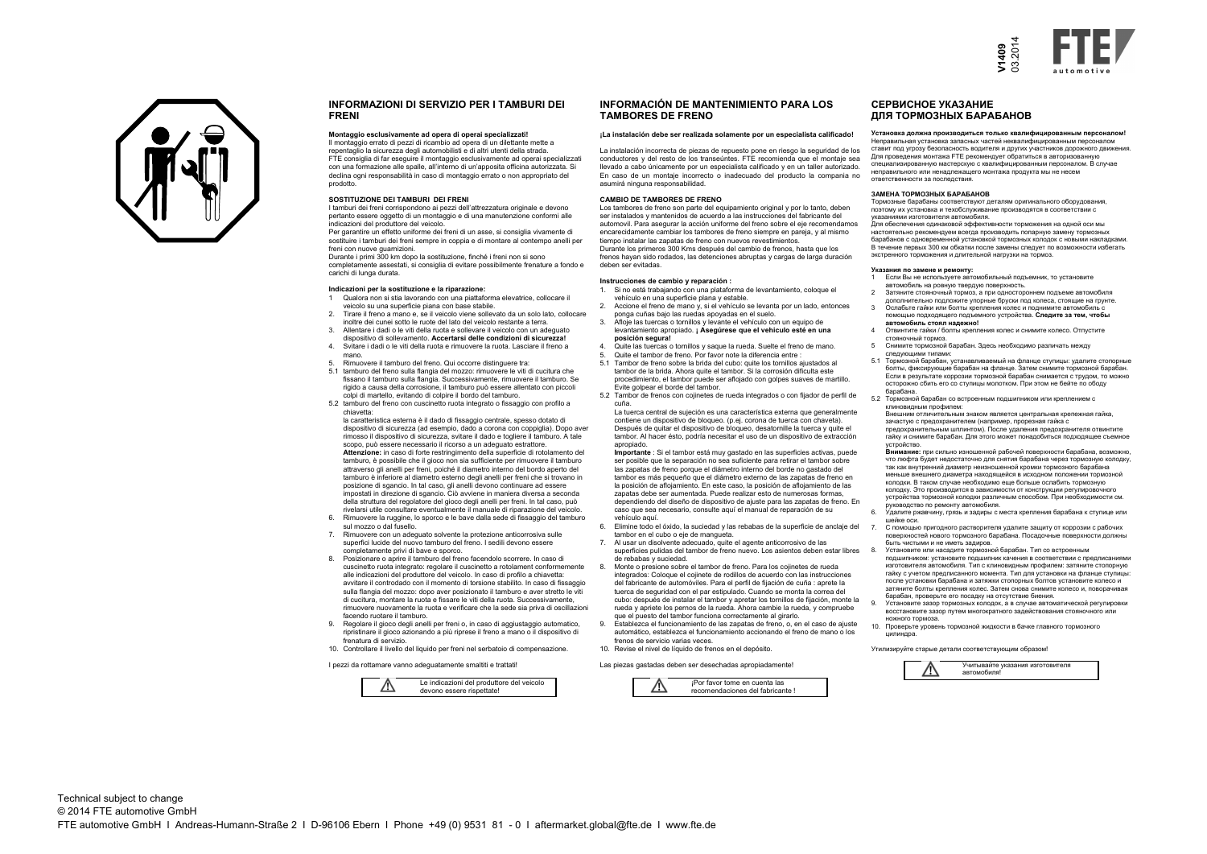V1409
03.2014

## INFORMAZIONI DI SERVIZIO PER I TAMBURI DEI FRENI

**Montaggio esclusivamente ad opera di operai specializzati!**
Il montaggio errato di pezzi di ricambio ad opera di un dilettante mette a repentaglio la sicurezza degli automobilisti e di altri utenti della strada.
FTE consiglia di far eseguire il montaggio esclusivamente ad operai specializzati con una formazione alle spalle, all'interno di un'apposita officina autorizzata. Si declina ogni responsabilità in caso di montaggio errato o non appropriato del prodotto.

**SOSTITUZIONE DEI TAMBURI DEI FRENI**
I tamburi dei freni corrispondono ai pezzi dell'attrezzatura originale e devono pertanto essere oggetto di un montaggio e di una manutenzione conformi alle indicazioni del produttore del veicolo.
Per garantire un effetto uniforme dei freni di un asse, si consiglia vivamente di sostituire i tamburi dei freni sempre in coppia e di montare al contempo anelli per freni con nuove guarnizioni.
Durante i primi 300 km dopo la sostituzione, finché i freni non si sono completamente assestati, si consiglia di evitare possibilmente frenature a fondo e carichi di lunga durata.

**Indicazioni per la sostituzione e la riparazione:**

1 Qualora non si stia lavorando con una piattaforma elevatrice, collocare il veicolo su una superficie piana con base stabile.
2. Tirare il freno a mano e, se il veicolo viene sollevato da un solo lato, collocare inoltre dei cunei sotto le ruote del lato del veicolo restante a terra.
3. Allentare i dadi o le viti della ruota e sollevare il veicolo con un adeguato dispositivo di sollevamento. **Accertarsi delle condizioni di sicurezza!**
4. Svitare i dadi o le viti della ruota e rimuovere la ruota. Lasciare il freno a mano.
5. Rimuovere il tamburo del freno. Qui occorre distinguere tra:
5.1 tamburo del freno sulla flangia del mozzo: rimuovere le viti di cucitura che fissano il tamburo sulla flangia. Successivamente, rimuovere il tamburo. Se rigido a causa della corrosione, il tamburo può essere allentato con piccoli colpi di martello, evitando di colpire il bordo del tamburo.
5.2 tamburo del freno con cuscinetto ruota integrato o fissaggio con profilo a chiavetta:
la caratteristica esterna è il dado di fissaggio centrale, spesso dotato di dispositivo di sicurezza (ad esempio, dado a corona con coppiglia). Dopo aver rimosso il dispositivo di sicurezza, svitare il dado e togliere il tamburo. A tale scopo, può essere necessario il ricorso a un adeguato estrattore.
**Attenzione:** in caso di forte restringimento della superficie di rotolamento del tamburo, è possibile che il gioco non sia sufficiente per rimuovere il tamburo attraverso gli anelli per freni, poiché il diametro interno del bordo aperto del tamburo è inferiore al diametro esterno degli anelli per freni che si trovano in posizione di sgancio. In tal caso, gli anelli devono continuare ad essere impostati in direzione di sgancio. Ciò avviene in maniera diversa a seconda della struttura del regolatore del gioco degli anelli per freni. In tal caso, può rivelarsi utile consultare eventualmente il manuale di riparazione del veicolo.
6. Rimuovere la ruggine, lo sporco e le bave dalla sede di fissaggio del tamburo sul mozzo o dal fusello.
7. Rimuovere con un adeguato solvente la protezione anticorrosiva sulle superfici lucide del nuovo tamburo del freno. I sedili devono essere completamente privi di bave e sporco.
8. Posizionare o aprire il tamburo del freno facendolo scorrere. In caso di cuscinetto ruota integrato: regolare il cuscinetto a rotolamento conformemente alle indicazioni del produttore del veicolo. In caso di profilo a chiavetta: avvitare il controdado con il momento di torsione stabilito. In caso di fissaggio sulla flangia del mozzo: dopo aver posizionato il tamburo e aver stretto le viti di cucitura, montare la ruota e fissare le viti della ruota. Successivamente, rimuovere nuovamente la ruota e verificare che la sede sia priva di oscillazioni facendo ruotare il tamburo.
9. Regolare il gioco degli anelli per freni o, in caso di aggiustaggio automatico, ripristinare il gioco azionando a più riprese il freno a mano o il dispositivo di frenatura di servizio.
10. Controllare il livello del liquido per freni nel serbatoio di compensazione.

I pezzi da rottamare vanno adeguatamente smaltiti e trattati!

⚠ Le indicazioni del produttore del veicolo devono essere rispettate!

## INFORMACIÓN DE MANTENIMIENTO PARA LOS TAMBORES DE FRENO

**¡La instalación debe ser realizada solamente por un especialista calificado!**

La instalación incorrecta de piezas de repuesto pone en riesgo la seguridad de los conductores y del resto de los transeúntes. FTE recomienda que el montaje sea llevado a cabo únicamente por un especialista calificado y en un taller autorizado. En caso de un montaje incorrecto o inadecuado del producto la compania no asumirá ninguna responsabilidad.

**CAMBIO DE TAMBORES DE FRENO**
Los tambores de freno son parte del equipamiento original y por lo tanto, deben ser instalados y mantenidos de acuerdo a las instrucciones del fabricante del automovil. Para asegurar la acción uniforme del freno sobre el eje recomendamos encarecidamente cambiar los tambores de freno siempre en pareja, y al mismo tiempo instalar las zapatas de freno con nuevos revestimientos.
Durante los primeros 300 Kms después del cambio de frenos, hasta que los frenos hayan sido rodados, las detenciones abruptas y cargas de larga duración deben ser evitadas.

**Instrucciones de cambio y reparación :**

1. Si no está trabajando con una plataforma de levantamiento, coloque el vehículo en una superficie plana y estable.
2. Accione el freno de mano y, si el vehículo se levanta por un lado, entonces ponga cuñas bajo las ruedas apoyadas en el suelo.
3. Afloje las tuercas o tornillos y levante el vehículo con un equipo de levantamiento apropiado. **¡ Asegúrese que el vehículo esté en una posición segura!**
4. Quite las tuercas o tornillos y saque la rueda. Suelte el freno de mano.
5. Quite el tambor de freno. Por favor note la diferencia entre :
5.1 Tambor de freno sobre la brida del cubo: quite los tornillos ajustados al tambor de la brida. Ahora quite el tambor. Si la corrosión dificulta este procedimiento, el tambor puede ser aflojado con golpes suaves de martillo. Evite golpear el borde del tambor.
5.2 Tambor de frenos con cojinetes de rueda integrados o con fijador de perfil de cuña.
La tuerca central de sujeción es una característica externa que generalmente contiene un dispositivo de bloqueo. (p.ej. corona de tuerca con chaveta). Después de quitar el dispositivo de bloqueo, desatornille la tuerca y quite el tambor. Al hacer ésto, podría necesitar el uso de un dispositivo de extracción apropiado.
**Importante** : Si el tambor está muy gastado en las superficies activas, puede ser posible que la separación no sea suficiente para retirar el tambor sobre las zapatas de freno porque el diámetro interno del borde no gastado del tambor es más pequeño que el diámetro externo de las zapatas de freno en la posición de aflojamiento. En este caso, la posición de aflojamiento de las zapatas debe ser aumentada. Puede realizar esto de numerosas formas, dependiendo del diseño de dispositivo de ajuste para las zapatas de freno. En caso que sea necesario, consulte aquí el manual de reparación de su vehículo aquí.
6. Elimine todo el óxido, la suciedad y las rebabas de la superficie de anclaje del tambor en el cubo o eje de mangueta.
7. Al usar un disolvente adecuado, quite el agente anticorrosivo de las superficies pulidas del tambor de freno nuevo. Los asientos deben estar libres de rebabas y suciedad.
8. Monte o presione sobre el tambor de freno. Para los cojinetes de rueda integrados: Coloque el cojinete de rodillos de acuerdo con las instrucciones del fabricante de automóviles. Para el perfil de fijación de cuña : aprete la tuerca de seguridad con el par estipulado. Cuando se monta la correa del cubo: después de instalar el tambor y apretar los tornillos de fijación, monte la rueda y apriete los pernos de la rueda. Ahora cambie la rueda, y compruebe que el puesto del tambor funciona correctamente al girarlo.
9. Establezca el funcionamiento de las zapatas de freno, o, en el caso de ajuste automático, establezca el funcionamiento accionando el freno de mano o los frenos de servicio varias veces.
10. Revise el nivel de líquido de frenos en el depósito.

Las piezas gastadas deben ser desechadas apropiadamente!

⚠ ¡Por favor tome en cuenta las recomendaciones del fabricante !

## СЕРВИСНОЕ УКАЗАНИЕ ДЛЯ ТОРМОЗНЫХ БАРАБАНОВ

**Установка должна производиться только квалифицированным персоналом!**
Неправильная установка запасных частей неквалифицированным персоналом ставит под угрозу безопасность водителя и других участников дорожного движения. Для проведения монтажа FTE рекомендует обратиться в авторизованную специализированную мастерскую с квалифицированным персоналом. В случае неправильного или ненадлежащего монтажа продукта мы не несем ответственности за последствия.

**ЗАМЕНА ТОРМОЗНЫХ БАРАБАНОВ**
Тормозные барабаны соответствуют деталям оригинального оборудования, поэтому их установка и техобслуживание производятся в соответствии с указаниями изготовителя автомобиля.
Для обеспечения одинаковой эффективности торможения на одной оси мы настоятельно рекомендуем всегда производить попарную замену тормозных барабанов с одновременной установкой тормозных колодок с новыми накладками. В течение первых 300 км обкатки после замены следует по возможности избегать экстренного торможения и длительной нагрузки на тормоз.

**Указания по замене и ремонту:**

1 Если Вы не используете автомобильный подъемник, то установите автомобиль на ровную твердую поверхность.
2 Затяните стояночный тормоз, а при одностороннем подъеме автомобиля дополнительно подложите упорные бруски под колеса, стоящие на грунте.
3 Ослабьте гайки или болты крепления колес и поднимите автомобиль с помощью подходящего подъемного устройства. **Следите за тем, чтобы автомобиль стоял надежно!**
4 Отвинтите гайки / болты крепления колес и снимите колесо. Отпустите стояночный тормоз.
5 Снимите тормозной барабан. Здесь необходимо различать между следующими типами:
5.1 Тормозной барабан, устанавливаемый на фланце ступицы: удалите стопорные болты, фиксирующие барабан на фланце. Затем снимите тормозной барабан. Если в результате коррозии тормозной барабан снимается с трудом, то можно осторожно сбить его со ступицы молотком. При этом не бейте по ободу барабана.
5.2 Тормозной барабан со встроенным подшипником или креплением с клиновидным профилем:
Внешним отличительным знаком является центральная крепежная гайка, зачастую с предохранителем (например, прорезная гайка с предохранительным шплинтом). После удаления предохранителя отвинтите гайку и снимите барабан. Для этого может понадобиться подходящее съемное устройство.
**Внимание:** при сильно изношенной рабочей поверхности барабана, возможно, что люфта будет недостаточно для снятия барабана через тормозную колодку, так как внутренний диаметр неизношенной кромки тормозного барабана меньше внешнего диаметра находящейся в исходном положении тормозной колодки. В таком случае необходимо еще больше ослабить тормозную колодку. Это производится в зависимости от конструкции регулировочного устройства тормозной колодки различным способом. При необходимости см. руководство по ремонту автомобиля.
6. Удалите ржавчину, грязь и задиры с места крепления барабана к ступице или шейке оси.
7. С помощью пригодного растворителя удалите защиту от коррозии с рабочих поверхностей нового тормозного барабана. Посадочные поверхности должны быть чистыми и не иметь задиров.
8. Установите или насадите тормозной барабан. Тип со встроенным подшипником: установите подшипник качения в соответствии с предписаниями изготовителя автомобиля. Тип с клиновидным профилем: затяните стопорную гайку с учетом предписанного момента. Тип для установки на фланце ступицы: после установки барабана и затяжки стопорных болтов установите колесо и затяните болты крепления колес. Затем снова снимите колесо и, поворачивая барабан, проверьте его посадку на отсутствие биения.
9. Установите зазор тормозных колодок, а в случае автоматической регулировки восстановите зазор путем многократного задействования стояночного или ножного тормоза.
10. Проверьте уровень тормозной жидкости в бачке главного тормозного цилиндра.

Утилизируйте старые детали соответствующим образом!

⚠ Учитывайте указания изготовителя автомобиля!

Technical subject to change
© 2014 FTE automotive GmbH
FTE automotive GmbH I Andreas-Humann-Straße 2 I D-96106 Ebern I Phone +49 (0) 9531 81 - 0 I aftermarket.global@fte.de I www.fte.de